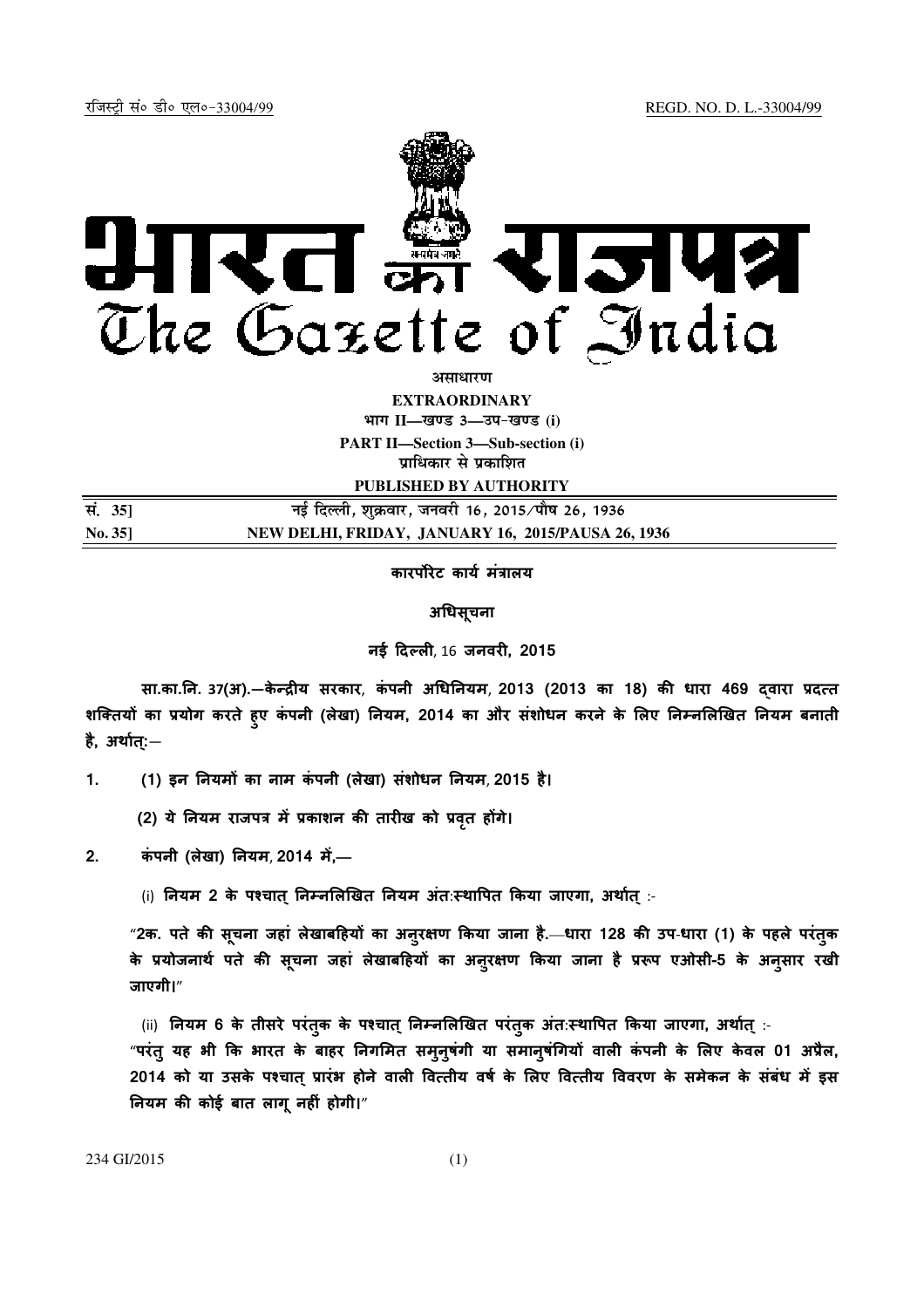रजिस्ट्री सं० डी० एल०-33004/99 REGD. NO. D. L.-33004/99

# भारत का राजपत्र
# The Gazette of India

असाधारण

**EXTRAORDINARY**

भाग II—खण्ड 3—उप-खण्ड (i)

**PART II—Section 3—Sub-section (i)**

प्राधिकार से प्रकाशित

**PUBLISHED BY AUTHORITY**

| | |
|---|---|
| सं. 35] | नई दिल्ली, शुक्रवार, जनवरी 16, 2015/पौष 26, 1936 |
| **No. 35]** | **NEW DELHI, FRIDAY, JANUARY 16, 2015/PAUSA 26, 1936** |

**कारपोरेट कार्य मंत्रालय**

**अधिसूचना**

**नई दिल्ली, 16 जनवरी, 2015**

**सा.का.नि. 37(अ).—केन्द्रीय सरकार, कंपनी अधिनियम, 2013 (2013 का 18) की धारा 469 द्वारा प्रदत्त शक्तियों का प्रयोग करते हुए कंपनी (लेखा) नियम, 2014 का और संशोधन करने के लिए निम्नलिखित नियम बनाती है, अर्थात्:—**

1. **(1) इन नियमों का नाम कंपनी (लेखा) संशोधन नियम, 2015 है।**

   **(2) ये नियम राजपत्र में प्रकाशन की तारीख को प्रवृत होंगे।**

2. **कंपनी (लेखा) नियम, 2014 में,—**

   (i) **नियम 2 के पश्चात् निम्नलिखित नियम अंतःस्थापित किया जाएगा, अर्थात् :-**

   **"2क. पते की सूचना जहां लेखाबहियों का अनुरक्षण किया जाना है.—धारा 128 की उप-धारा (1) के पहले परंतुक के प्रयोजनार्थ पते की सूचना जहां लेखाबहियों का अनुरक्षण किया जाना है प्ररूप एओसी-5 के अनुसार रखी जाएगी।"**

   (ii) **नियम 6 के तीसरे परंतुक के पश्चात् निम्नलिखित परंतुक अंतःस्थापित किया जाएगा, अर्थात् :-**

   **"परंतु यह भी कि भारत के बाहर निगमित समनुषंगी या समानुषंगियों वाली कंपनी के लिए केवल 01 अप्रैल, 2014 को या उसके पश्चात् प्रारंभ होने वाली वित्तीय वर्ष के लिए वित्तीय विवरण के समेकन के संबंध में इस नियम की कोई बात लागू नहीं होगी।"**

234 GI/2015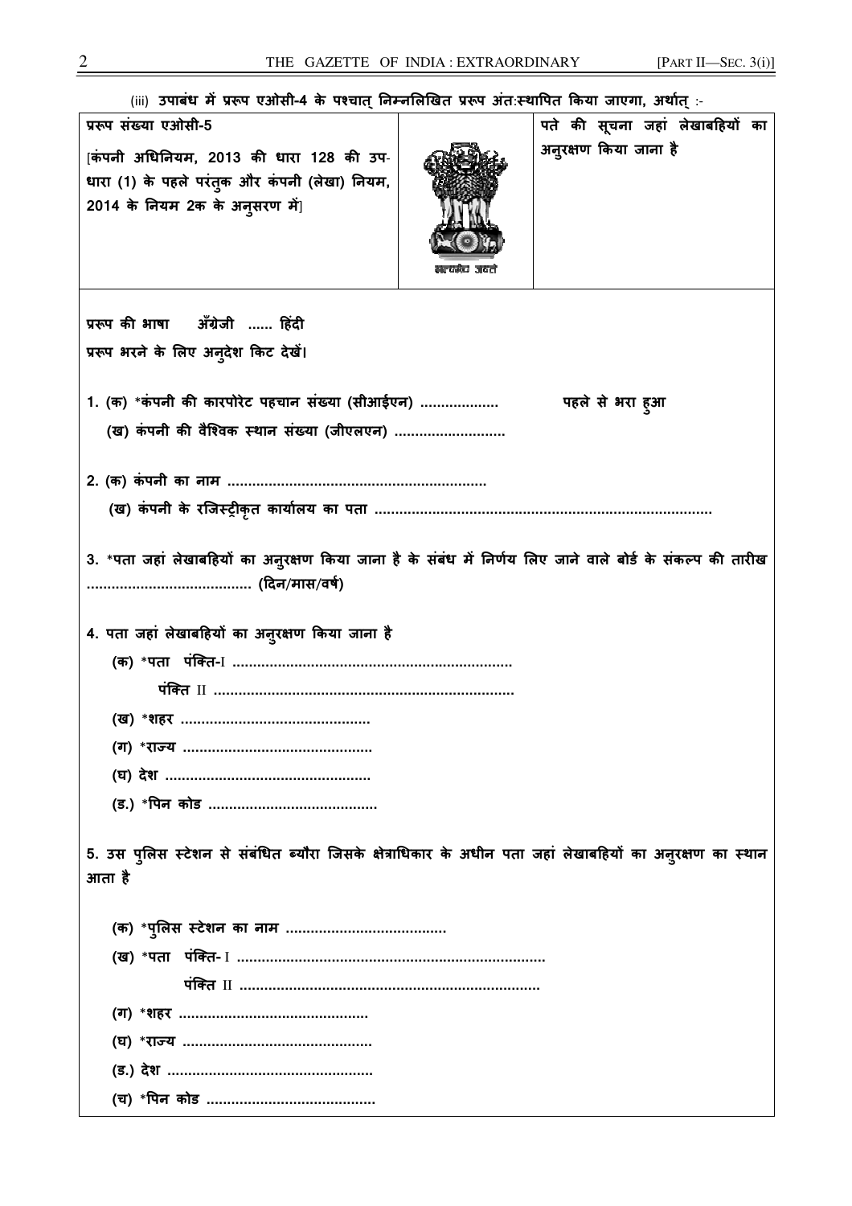(iii) **उपाबंध में प्ररूप एओसी-4 के पश्चात् निम्नलिखित प्ररूप अंत:स्थापित किया जाएगा, अर्थात्** :-

| **प्ररूप संख्या एओसी-5** [**कंपनी अधिनियम, 2013 की धारा 128 की उप-धारा (1) के पहले परंतुक और कंपनी (लेखा) नियम, 2014 के नियम 2क के अनुसरण में**] | सत्यमेव जयते | **पते की सूचना जहां लेखाबहियों का अनुरक्षण किया जाना है** |
|---|---|---|

**प्ररूप की भाषा अँग्रेजी ...... हिंदी**

**प्ररूप भरने के लिए अनुदेश किट देखें।**

**1. (क) \*कंपनी की कारपोरेट पहचान संख्या (सीआईएन) ..................** **पहले से भरा हुआ**

**(ख) कंपनी की वैश्विक स्थान संख्या (जीएलएन) ..........................**

**2. (क) कंपनी का नाम ..............................................................**

**(ख) कंपनी के रजिस्ट्रीकृत कार्यालय का पता ................................................................................**

**3. \*पता जहां लेखाबहियों का अनुरक्षण किया जाना है के संबंध में निर्णय लिए जाने वाले बोर्ड के संकल्प की तारीख ....................................... (दिन/मास/वर्ष)**

**4. पता जहां लेखाबहियों का अनुरक्षण किया जाना है**

**(क) \*पता पंक्ति-I ...................................................................**

**पंक्ति II ........................................................................**

**(ख) \*शहर .............................................**

**(ग) \*राज्य .............................................**

**(घ) देश .................................................**

**(ङ.) \*पिन कोड ........................................**

**5. उस पुलिस स्टेशन से संबंधित ब्यौरा जिसके क्षेत्राधिकार के अधीन पता जहां लेखाबहियों का अनुरक्षण का स्थान आता है**

**(क) \*पुलिस स्टेशन का नाम ......................................**

**(ख) \*पता पंक्ति- I ..........................................................................**

**पंक्ति II ........................................................................**

**(ग) \*शहर .............................................**

**(घ) \*राज्य .............................................**

**(ङ.) देश .................................................**

**(च) \*पिन कोड ........................................**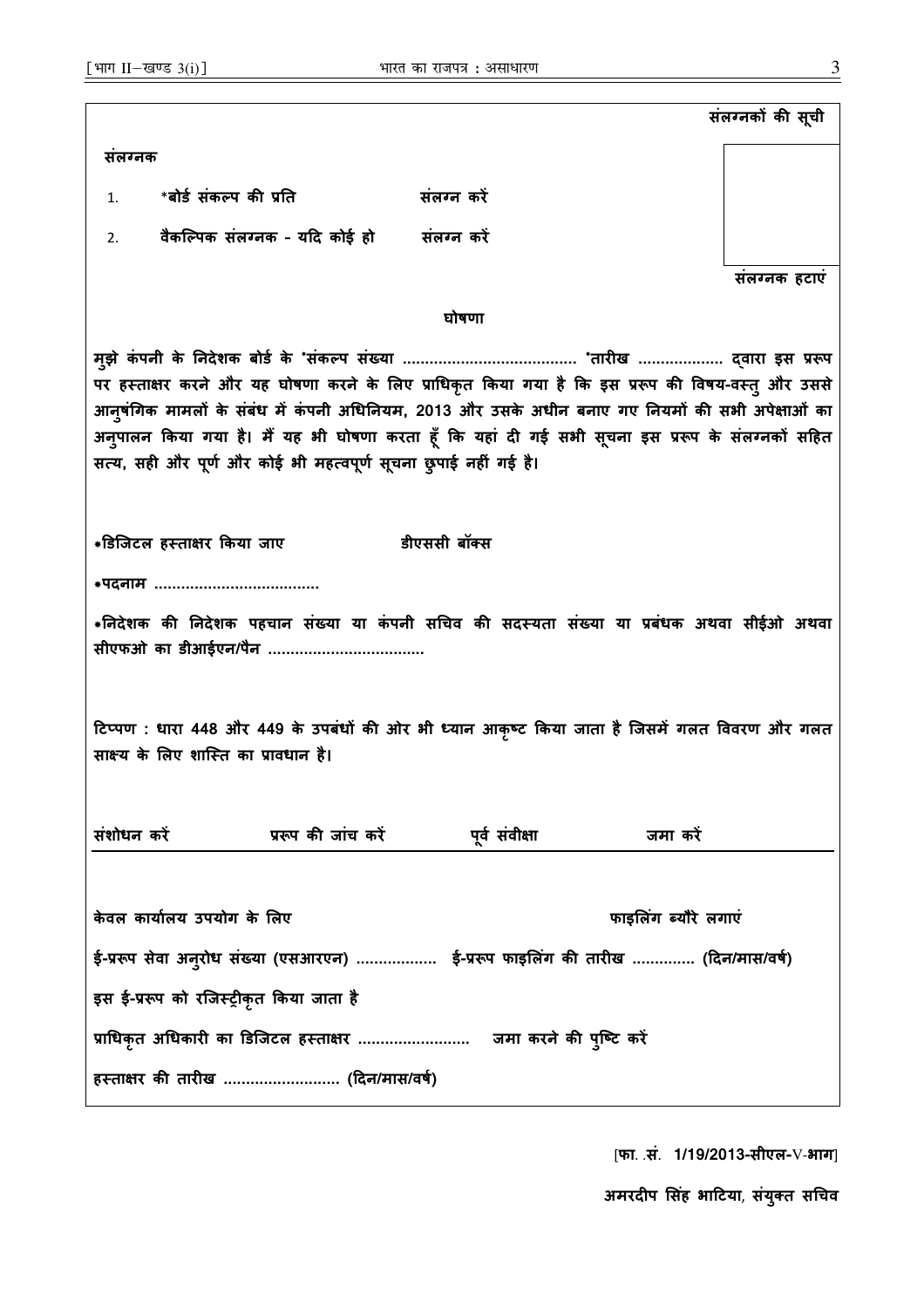**संलग्नकों की सूची**

**संलग्नक**

1. ***बोर्ड संकल्प की प्रति** *संलग्न करें*
2. **वैकल्पिक संलग्नक - यदि कोई हो** *संलग्न करें*

**संलग्नक हटाएं**

**घोषणा**

**मुझे कंपनी के निदेशक बोर्ड के \*संकल्प संख्या ....................................... \*तारीख .................. द्वारा इस प्ररूप पर हस्ताक्षर करने और यह घोषणा करने के लिए प्राधिकृत किया गया है कि इस प्ररूप की विषय-वस्तु और उससे आनुषंगिक मामलों के संबंध में कंपनी अधिनियम, 2013 और उसके अधीन बनाए गए नियमों की सभी अपेक्षाओं का अनुपालन किया गया है। मैं यह भी घोषणा करता हूँ कि यहां दी गई सभी सूचना इस प्ररूप के संलग्नकों सहित सत्य, सही और पूर्ण और कोई भी महत्वपूर्ण सूचना छुपाई नहीं गई है।**

**\*डिजिटल हस्ताक्षर किया जाए** **डीएससी बॉक्स**

**\*पदनाम ....................................**

**\*निदेशक की निदेशक पहचान संख्या या कंपनी सचिव की सदस्यता संख्या या प्रबंधक अथवा सीईओ अथवा सीएफओ का डीआईएन/पैन ..................................**

**टिप्पण : धारा 448 और 449 के उपबंधों की ओर भी ध्यान आकृष्ट किया जाता है जिसमें गलत विवरण और गलत साक्ष्य के लिए शास्ति का प्रावधान है।**

**संशोधन करें** **प्ररूप की जांच करें** **पूर्व संवीक्षा** **जमा करें**

**केवल कार्यालय उपयोग के लिए** **फाइलिंग ब्यौरे लगाएं**

**ई-प्ररूप सेवा अनुरोध संख्या (एसआरएन) ................. ई-प्ररूप फाइलिंग की तारीख ............. (दिन/मास/वर्ष)**

**इस ई-प्ररूप को रजिस्ट्रीकृत किया जाता है**

**प्राधिकृत अधिकारी का डिजिटल हस्ताक्षर ........................ जमा करने की पुष्टि करें**

**हस्ताक्षर की तारीख .......................... (दिन/मास/वर्ष)**

[**फा. .सं. 1/19/2013-सीएल-V-भाग**]

**अमरदीप सिंह भाटिया, संयुक्त सचिव**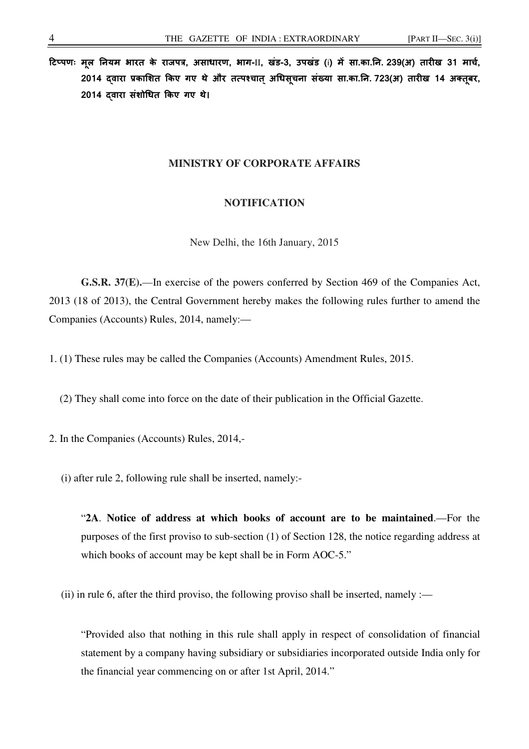टिप्पणः मूल नियम भारत के राजपत्र, असाधारण, भाग-II, खंड-3, उपखंड (i) में सा.का.नि. 239(अ) तारीख 31 मार्च, 2014 द्वारा प्रकाशित किए गए थे और तत्पश्चात् अधिसूचना संख्या सा.का.नि. 723(अ) तारीख 14 अक्तूबर, 2014 द्वारा संशोधित किए गए थे।

## MINISTRY OF CORPORATE AFFAIRS

## NOTIFICATION

New Delhi, the 16th January, 2015

**G.S.R. 37(E).**—In exercise of the powers conferred by Section 469 of the Companies Act, 2013 (18 of 2013), the Central Government hereby makes the following rules further to amend the Companies (Accounts) Rules, 2014, namely:—

1. (1) These rules may be called the Companies (Accounts) Amendment Rules, 2015.

(2) They shall come into force on the date of their publication in the Official Gazette.

2. In the Companies (Accounts) Rules, 2014,-

(i) after rule 2, following rule shall be inserted, namely:-

"**2A**. **Notice of address at which books of account are to be maintained**.—For the purposes of the first proviso to sub-section (1) of Section 128, the notice regarding address at which books of account may be kept shall be in Form AOC-5."

(ii) in rule 6, after the third proviso, the following proviso shall be inserted, namely :—

"Provided also that nothing in this rule shall apply in respect of consolidation of financial statement by a company having subsidiary or subsidiaries incorporated outside India only for the financial year commencing on or after 1st April, 2014."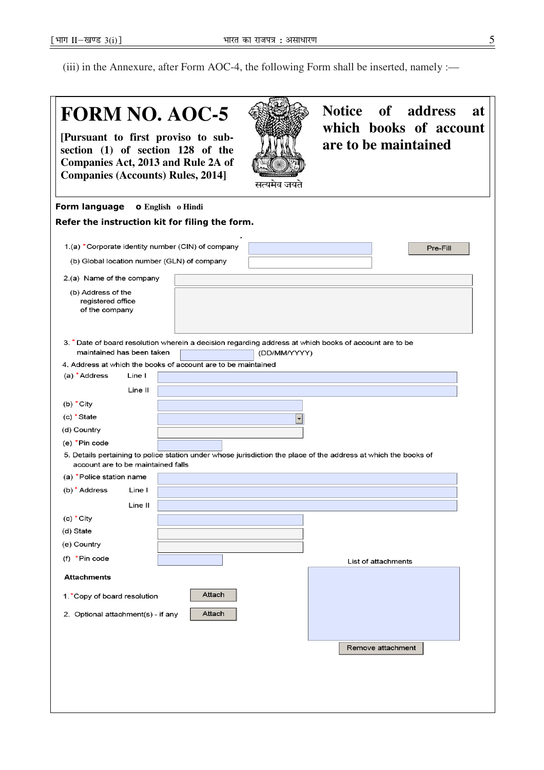(iii) in the Annexure, after Form AOC-4, the following Form shall be inserted, namely :—

# FORM NO. AOC-5

**[Pursuant to first proviso to sub-section (1) of section 128 of the Companies Act, 2013 and Rule 2A of Companies (Accounts) Rules, 2014]**

सत्यमेव जयते

## Notice of address at which books of account are to be maintained

**Form language** o English o Hindi

**Refer the instruction kit for filing the form.**

1.(a) *Corporate identity number (CIN) of company [ ] Pre-Fill

(b) Global location number (GLN) of company [ ]

2.(a) Name of the company [ ]

(b) Address of the registered office of the company [ ]

3. *Date of board resolution wherein a decision regarding address at which books of account are to be maintained has been taken [ ] (DD/MM/YYYY)

4. Address at which the books of account are to be maintained

(a) *Address Line I [ ]

Line II [ ]

(b) *City [ ]

(c) *State [ ]

(d) Country [ ]

(e) *Pin code [ ]

5. Details pertaining to police station under whose jurisdiction the place of the address at which the books of account are to be maintained falls

(a) *Police station name [ ]

(b) *Address Line I [ ]

Line II [ ]

(c) *City [ ]

(d) State [ ]

(e) Country [ ]

(f) *Pin code [ ]

**Attachments**

1. *Copy of board resolution Attach

2. Optional attachment(s) - if any Attach

List of attachments

Remove attachment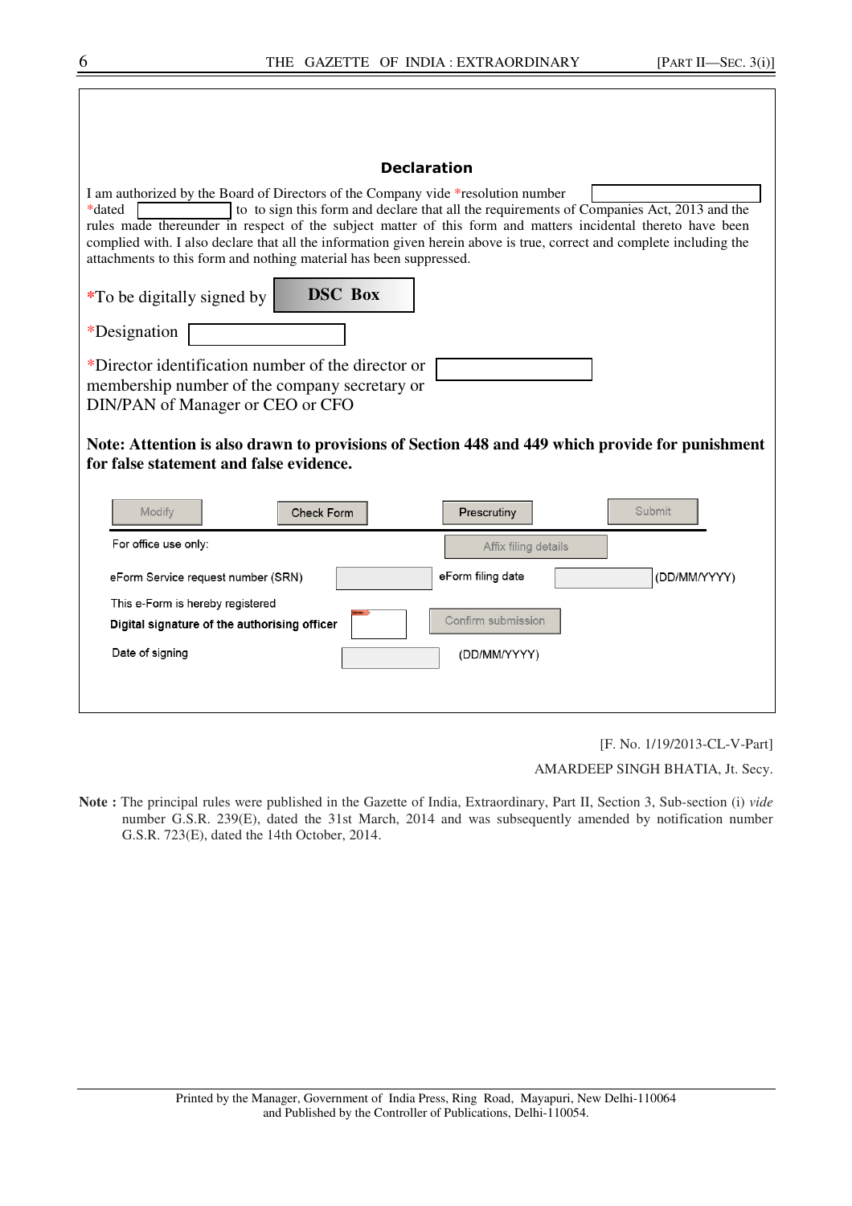## Declaration

I am authorized by the Board of Directors of the Company vide *resolution number  
*dated  to to sign this form and declare that all the requirements of Companies Act, 2013 and the rules made thereunder in respect of the subject matter of this form and matters incidental thereto have been complied with. I also declare that all the information given herein above is true, correct and complete including the attachments to this form and nothing material has been suppressed.

*To be digitally signed by **DSC Box**

*Designation

*Director identification number of the director or membership number of the company secretary or DIN/PAN of Manager or CEO or CFO

**Note: Attention is also drawn to provisions of Section 448 and 449 which provide for punishment for false statement and false evidence.**

Modify | Check Form | Prescrutiny | Submit

For office use only: | Affix filing details

eForm Service request number (SRN) | eForm filing date (DD/MM/YYYY)

This e-Form is hereby registered

**Digital signature of the authorising officer** | Confirm submission

Date of signing (DD/MM/YYYY)

[F. No. 1/19/2013-CL-V-Part]

AMARDEEP SINGH BHATIA, Jt. Secy.

**Note :** The principal rules were published in the Gazette of India, Extraordinary, Part II, Section 3, Sub-section (i) *vide* number G.S.R. 239(E), dated the 31st March, 2014 and was subsequently amended by notification number G.S.R. 723(E), dated the 14th October, 2014.